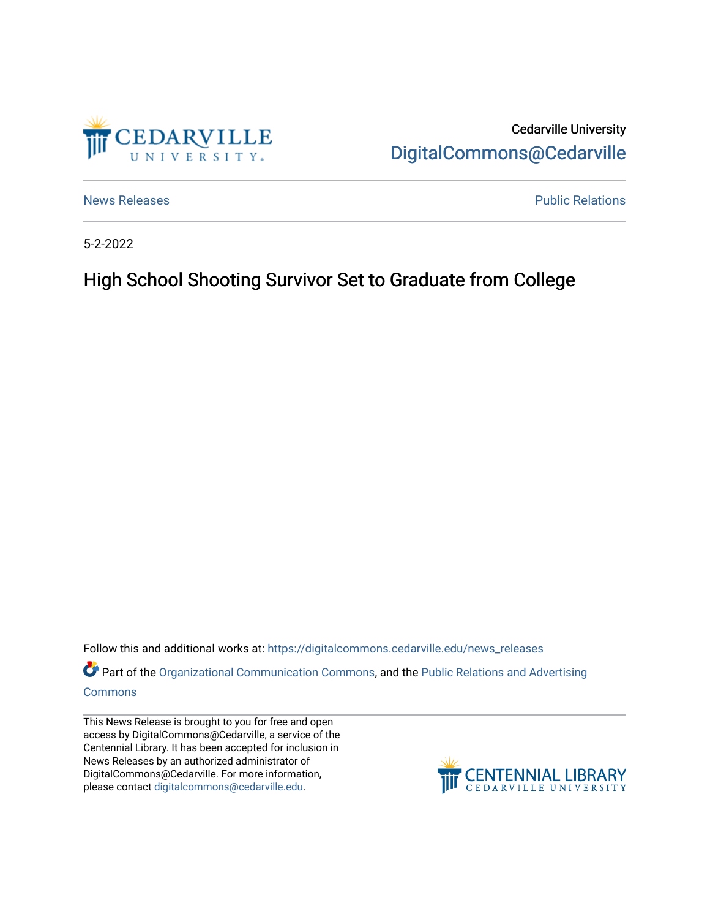Cedarville University
DigitalCommons@Cedarville

News Releases | Public Relations

5-2-2022

# High School Shooting Survivor Set to Graduate from College

Follow this and additional works at: https://digitalcommons.cedarville.edu/news_releases

Part of the Organizational Communication Commons, and the Public Relations and Advertising Commons

This News Release is brought to you for free and open access by DigitalCommons@Cedarville, a service of the Centennial Library. It has been accepted for inclusion in News Releases by an authorized administrator of DigitalCommons@Cedarville. For more information, please contact digitalcommons@cedarville.edu.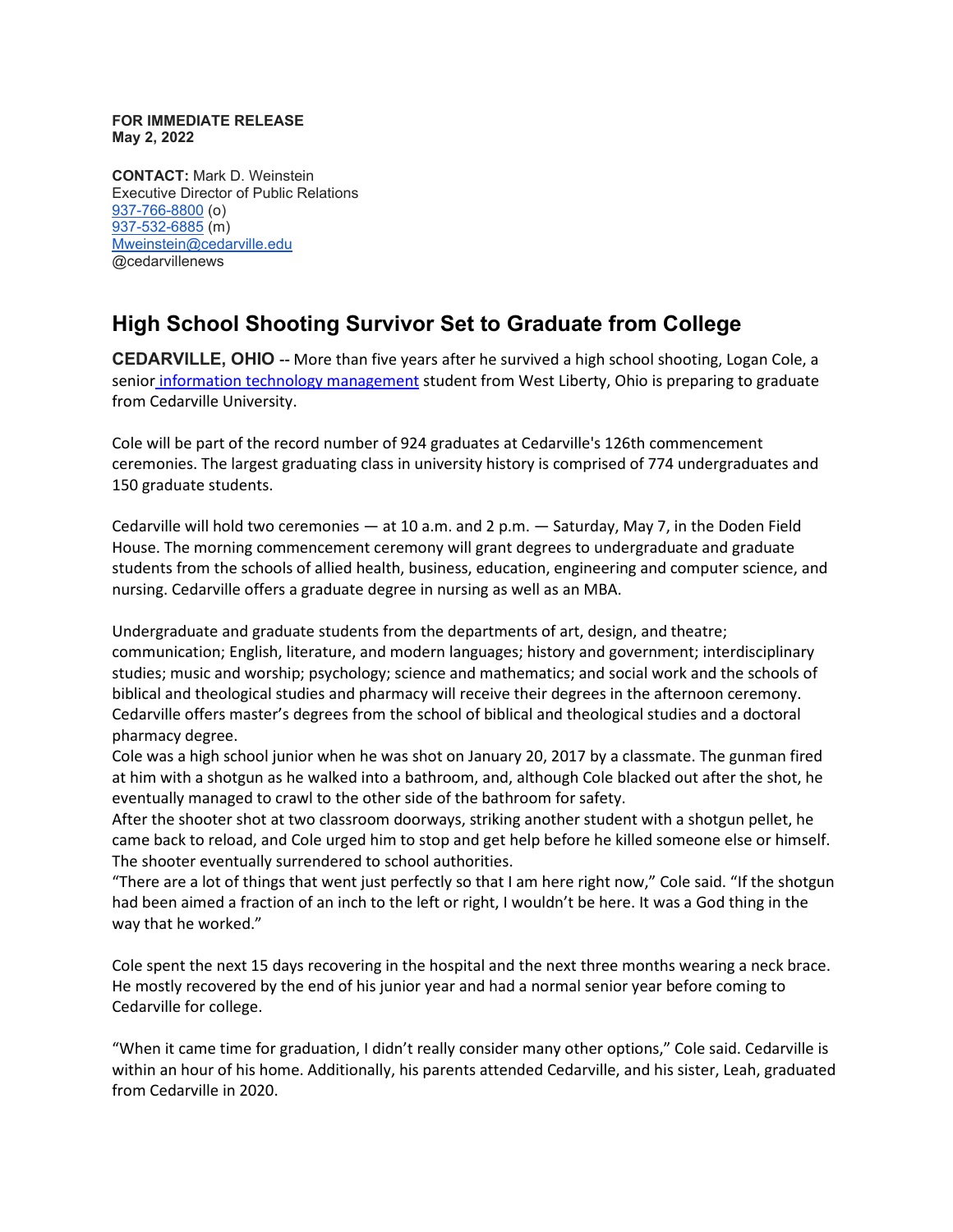**FOR IMMEDIATE RELEASE**
**May 2, 2022**

**CONTACT:** Mark D. Weinstein
Executive Director of Public Relations
937-766-8800 (o)
937-532-6885 (m)
Mweinstein@cedarville.edu
@cedarvillenews

## High School Shooting Survivor Set to Graduate from College

**CEDARVILLE, OHIO** -- More than five years after he survived a high school shooting, Logan Cole, a senior information technology management student from West Liberty, Ohio is preparing to graduate from Cedarville University.

Cole will be part of the record number of 924 graduates at Cedarville's 126th commencement ceremonies. The largest graduating class in university history is comprised of 774 undergraduates and 150 graduate students.

Cedarville will hold two ceremonies — at 10 a.m. and 2 p.m. — Saturday, May 7, in the Doden Field House. The morning commencement ceremony will grant degrees to undergraduate and graduate students from the schools of allied health, business, education, engineering and computer science, and nursing. Cedarville offers a graduate degree in nursing as well as an MBA.

Undergraduate and graduate students from the departments of art, design, and theatre; communication; English, literature, and modern languages; history and government; interdisciplinary studies; music and worship; psychology; science and mathematics; and social work and the schools of biblical and theological studies and pharmacy will receive their degrees in the afternoon ceremony. Cedarville offers master's degrees from the school of biblical and theological studies and a doctoral pharmacy degree.

Cole was a high school junior when he was shot on January 20, 2017 by a classmate. The gunman fired at him with a shotgun as he walked into a bathroom, and, although Cole blacked out after the shot, he eventually managed to crawl to the other side of the bathroom for safety.

After the shooter shot at two classroom doorways, striking another student with a shotgun pellet, he came back to reload, and Cole urged him to stop and get help before he killed someone else or himself. The shooter eventually surrendered to school authorities.

"There are a lot of things that went just perfectly so that I am here right now," Cole said. "If the shotgun had been aimed a fraction of an inch to the left or right, I wouldn't be here. It was a God thing in the way that he worked."

Cole spent the next 15 days recovering in the hospital and the next three months wearing a neck brace. He mostly recovered by the end of his junior year and had a normal senior year before coming to Cedarville for college.

"When it came time for graduation, I didn't really consider many other options," Cole said. Cedarville is within an hour of his home. Additionally, his parents attended Cedarville, and his sister, Leah, graduated from Cedarville in 2020.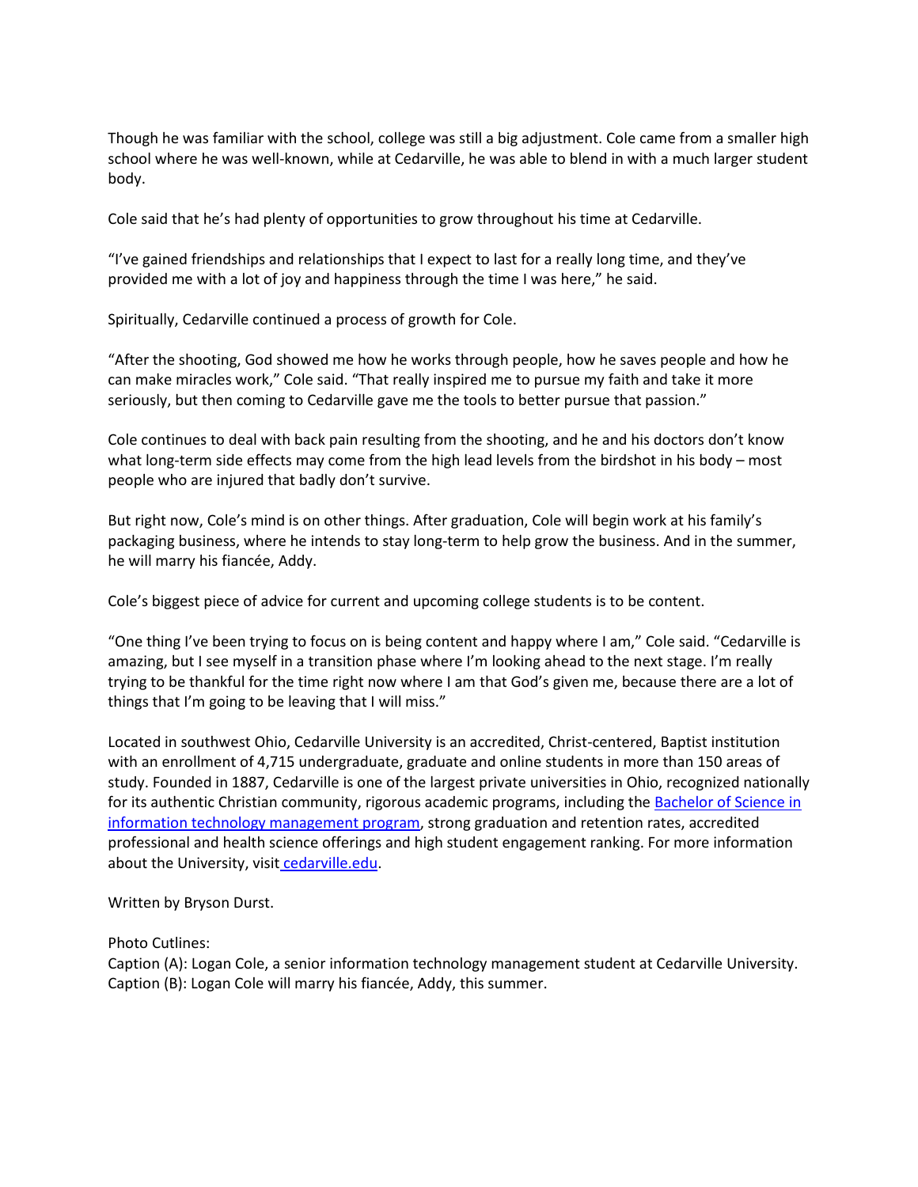Though he was familiar with the school, college was still a big adjustment. Cole came from a smaller high school where he was well-known, while at Cedarville, he was able to blend in with a much larger student body.

Cole said that he's had plenty of opportunities to grow throughout his time at Cedarville.

"I've gained friendships and relationships that I expect to last for a really long time, and they've provided me with a lot of joy and happiness through the time I was here," he said.

Spiritually, Cedarville continued a process of growth for Cole.

"After the shooting, God showed me how he works through people, how he saves people and how he can make miracles work," Cole said. "That really inspired me to pursue my faith and take it more seriously, but then coming to Cedarville gave me the tools to better pursue that passion."

Cole continues to deal with back pain resulting from the shooting, and he and his doctors don't know what long-term side effects may come from the high lead levels from the birdshot in his body – most people who are injured that badly don't survive.

But right now, Cole's mind is on other things. After graduation, Cole will begin work at his family's packaging business, where he intends to stay long-term to help grow the business. And in the summer, he will marry his fiancée, Addy.

Cole's biggest piece of advice for current and upcoming college students is to be content.

"One thing I've been trying to focus on is being content and happy where I am," Cole said. "Cedarville is amazing, but I see myself in a transition phase where I'm looking ahead to the next stage. I'm really trying to be thankful for the time right now where I am that God's given me, because there are a lot of things that I'm going to be leaving that I will miss."

Located in southwest Ohio, Cedarville University is an accredited, Christ-centered, Baptist institution with an enrollment of 4,715 undergraduate, graduate and online students in more than 150 areas of study. Founded in 1887, Cedarville is one of the largest private universities in Ohio, recognized nationally for its authentic Christian community, rigorous academic programs, including the Bachelor of Science in information technology management program, strong graduation and retention rates, accredited professional and health science offerings and high student engagement ranking. For more information about the University, visit cedarville.edu.

Written by Bryson Durst.

Photo Cutlines:
Caption (A): Logan Cole, a senior information technology management student at Cedarville University.
Caption (B): Logan Cole will marry his fiancée, Addy, this summer.